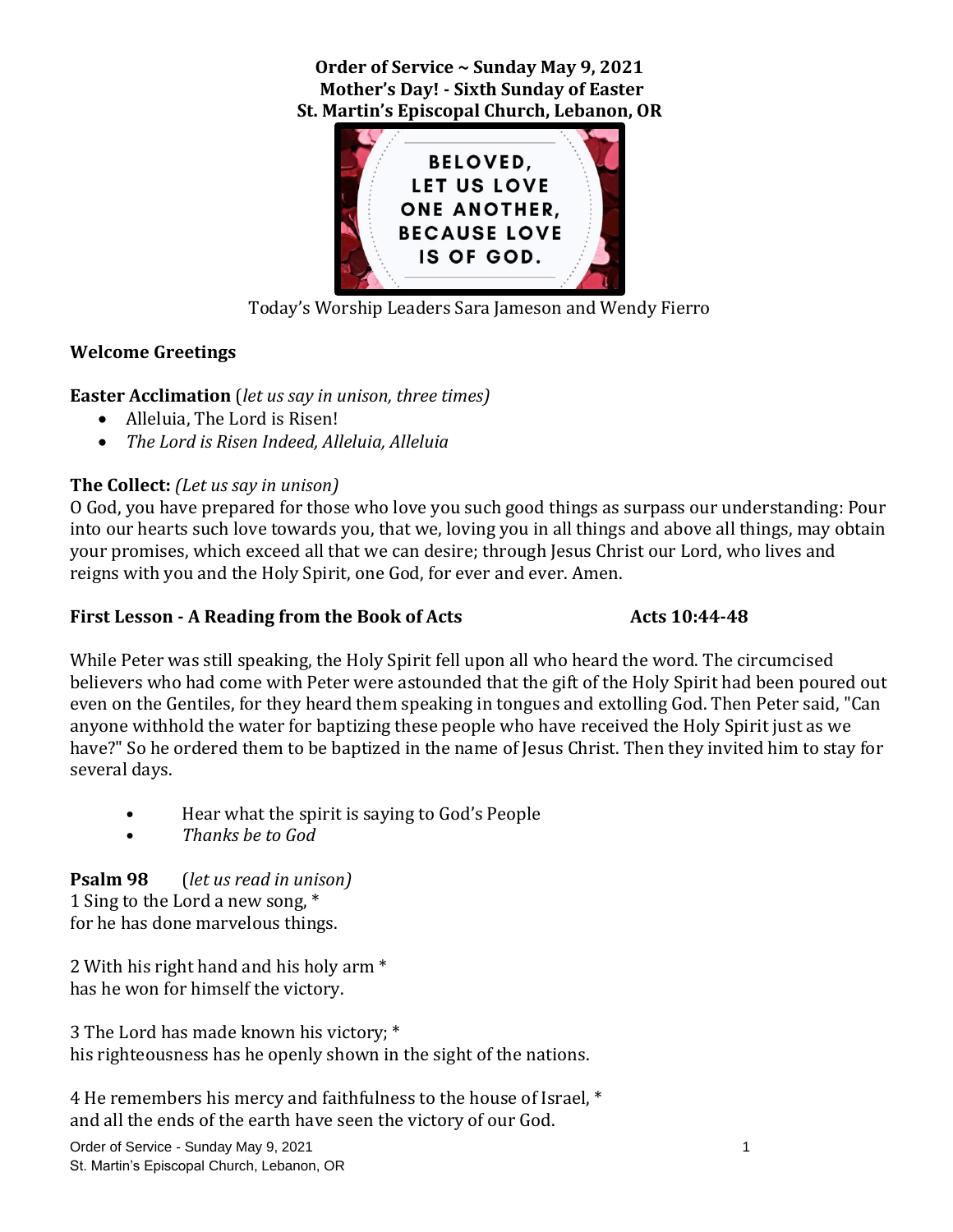**Order of Service ~ Sunday May 9, 2021**
**Mother's Day! - Sixth Sunday of Easter**
**St. Martin's Episcopal Church, Lebanon, OR**

BELOVED, LET US LOVE ONE ANOTHER, BECAUSE LOVE IS OF GOD.

Today's Worship Leaders Sara Jameson and Wendy Fierro

**Welcome Greetings**

**Easter Acclimation** (*let us say in unison, three times*)

- Alleluia, The Lord is Risen!
- *The Lord is Risen Indeed, Alleluia, Alleluia*

**The Collect:** *(Let us say in unison)*
O God, you have prepared for those who love you such good things as surpass our understanding: Pour into our hearts such love towards you, that we, loving you in all things and above all things, may obtain your promises, which exceed all that we can desire; through Jesus Christ our Lord, who lives and reigns with you and the Holy Spirit, one God, for ever and ever. Amen.

**First Lesson - A Reading from the Book of Acts** **Acts 10:44-48**

While Peter was still speaking, the Holy Spirit fell upon all who heard the word. The circumcised believers who had come with Peter were astounded that the gift of the Holy Spirit had been poured out even on the Gentiles, for they heard them speaking in tongues and extolling God. Then Peter said, "Can anyone withhold the water for baptizing these people who have received the Holy Spirit just as we have?" So he ordered them to be baptized in the name of Jesus Christ. Then they invited him to stay for several days.

- Hear what the spirit is saying to God's People
- *Thanks be to God*

**Psalm 98** (*let us read in unison*)
1 Sing to the Lord a new song, *
for he has done marvelous things.

2 With his right hand and his holy arm *
has he won for himself the victory.

3 The Lord has made known his victory; *
his righteousness has he openly shown in the sight of the nations.

4 He remembers his mercy and faithfulness to the house of Israel, *
and all the ends of the earth have seen the victory of our God.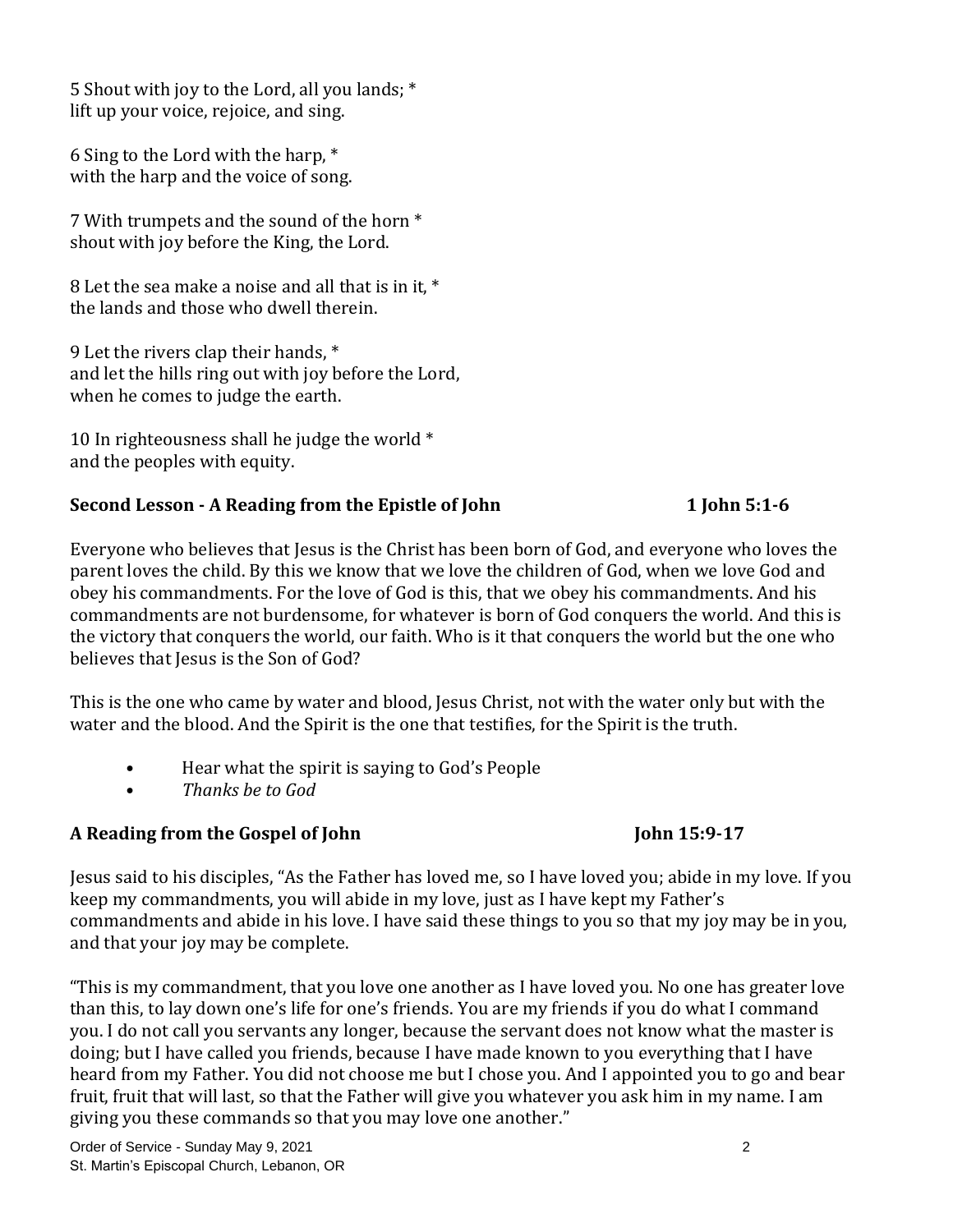5 Shout with joy to the Lord, all you lands; *
lift up your voice, rejoice, and sing.

6 Sing to the Lord with the harp, *
with the harp and the voice of song.

7 With trumpets and the sound of the horn *
shout with joy before the King, the Lord.

8 Let the sea make a noise and all that is in it, *
the lands and those who dwell therein.

9 Let the rivers clap their hands, *
and let the hills ring out with joy before the Lord,
when he comes to judge the earth.

10 In righteousness shall he judge the world *
and the peoples with equity.

**Second Lesson - A Reading from the Epistle of John 1 John 5:1-6**

Everyone who believes that Jesus is the Christ has been born of God, and everyone who loves the parent loves the child. By this we know that we love the children of God, when we love God and obey his commandments. For the love of God is this, that we obey his commandments. And his commandments are not burdensome, for whatever is born of God conquers the world. And this is the victory that conquers the world, our faith. Who is it that conquers the world but the one who believes that Jesus is the Son of God?

This is the one who came by water and blood, Jesus Christ, not with the water only but with the water and the blood. And the Spirit is the one that testifies, for the Spirit is the truth.

- Hear what the spirit is saying to God's People
- *Thanks be to God*

**A Reading from the Gospel of John John 15:9-17**

Jesus said to his disciples, "As the Father has loved me, so I have loved you; abide in my love. If you keep my commandments, you will abide in my love, just as I have kept my Father's commandments and abide in his love. I have said these things to you so that my joy may be in you, and that your joy may be complete.

"This is my commandment, that you love one another as I have loved you. No one has greater love than this, to lay down one's life for one's friends. You are my friends if you do what I command you. I do not call you servants any longer, because the servant does not know what the master is doing; but I have called you friends, because I have made known to you everything that I have heard from my Father. You did not choose me but I chose you. And I appointed you to go and bear fruit, fruit that will last, so that the Father will give you whatever you ask him in my name. I am giving you these commands so that you may love one another."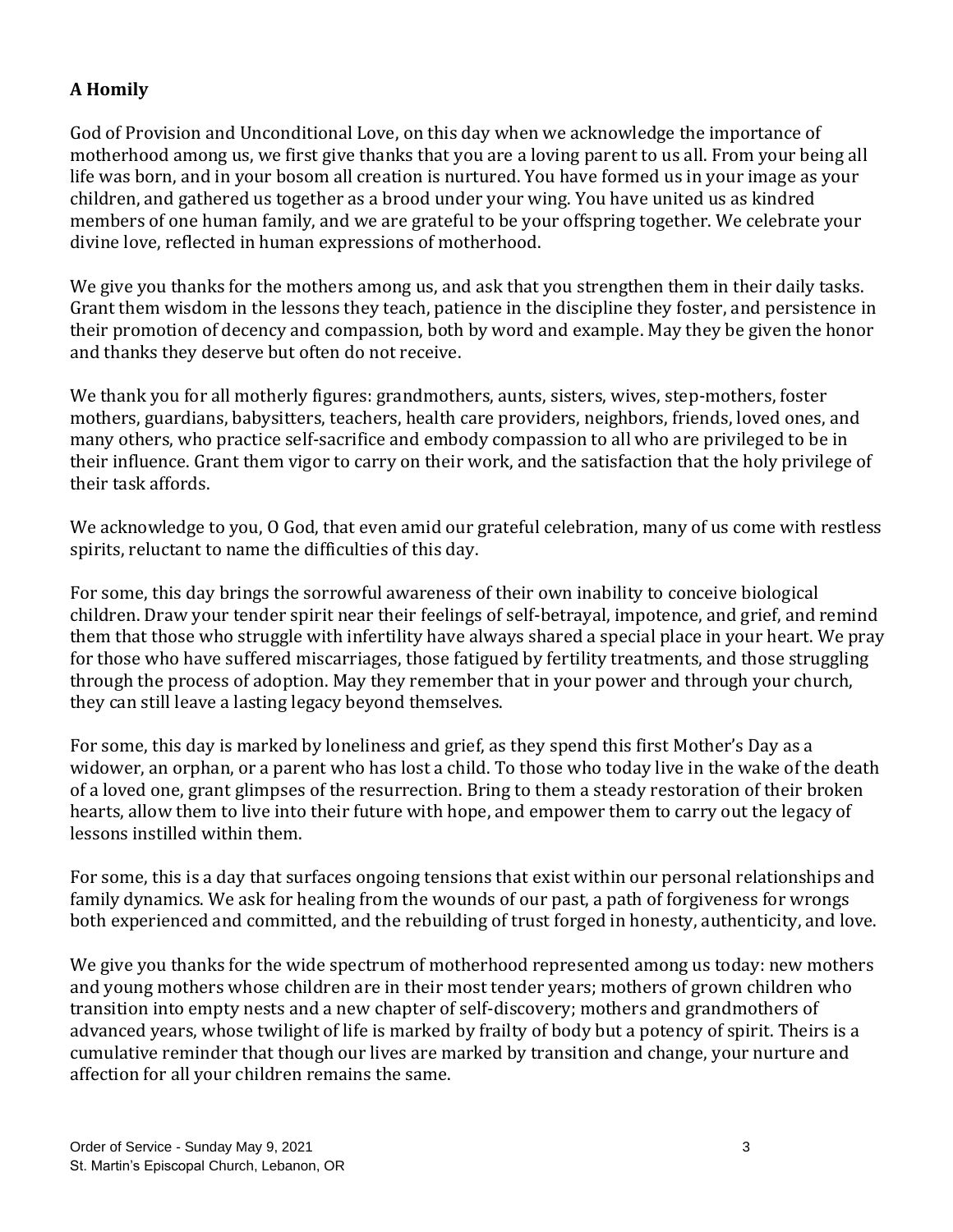**A Homily**

God of Provision and Unconditional Love, on this day when we acknowledge the importance of motherhood among us, we first give thanks that you are a loving parent to us all. From your being all life was born, and in your bosom all creation is nurtured. You have formed us in your image as your children, and gathered us together as a brood under your wing. You have united us as kindred members of one human family, and we are grateful to be your offspring together. We celebrate your divine love, reflected in human expressions of motherhood.

We give you thanks for the mothers among us, and ask that you strengthen them in their daily tasks. Grant them wisdom in the lessons they teach, patience in the discipline they foster, and persistence in their promotion of decency and compassion, both by word and example. May they be given the honor and thanks they deserve but often do not receive.

We thank you for all motherly figures: grandmothers, aunts, sisters, wives, step-mothers, foster mothers, guardians, babysitters, teachers, health care providers, neighbors, friends, loved ones, and many others, who practice self-sacrifice and embody compassion to all who are privileged to be in their influence. Grant them vigor to carry on their work, and the satisfaction that the holy privilege of their task affords.

We acknowledge to you, O God, that even amid our grateful celebration, many of us come with restless spirits, reluctant to name the difficulties of this day.

For some, this day brings the sorrowful awareness of their own inability to conceive biological children. Draw your tender spirit near their feelings of self-betrayal, impotence, and grief, and remind them that those who struggle with infertility have always shared a special place in your heart. We pray for those who have suffered miscarriages, those fatigued by fertility treatments, and those struggling through the process of adoption. May they remember that in your power and through your church, they can still leave a lasting legacy beyond themselves.

For some, this day is marked by loneliness and grief, as they spend this first Mother's Day as a widower, an orphan, or a parent who has lost a child. To those who today live in the wake of the death of a loved one, grant glimpses of the resurrection. Bring to them a steady restoration of their broken hearts, allow them to live into their future with hope, and empower them to carry out the legacy of lessons instilled within them.

For some, this is a day that surfaces ongoing tensions that exist within our personal relationships and family dynamics. We ask for healing from the wounds of our past, a path of forgiveness for wrongs both experienced and committed, and the rebuilding of trust forged in honesty, authenticity, and love.

We give you thanks for the wide spectrum of motherhood represented among us today: new mothers and young mothers whose children are in their most tender years; mothers of grown children who transition into empty nests and a new chapter of self-discovery; mothers and grandmothers of advanced years, whose twilight of life is marked by frailty of body but a potency of spirit. Theirs is a cumulative reminder that though our lives are marked by transition and change, your nurture and affection for all your children remains the same.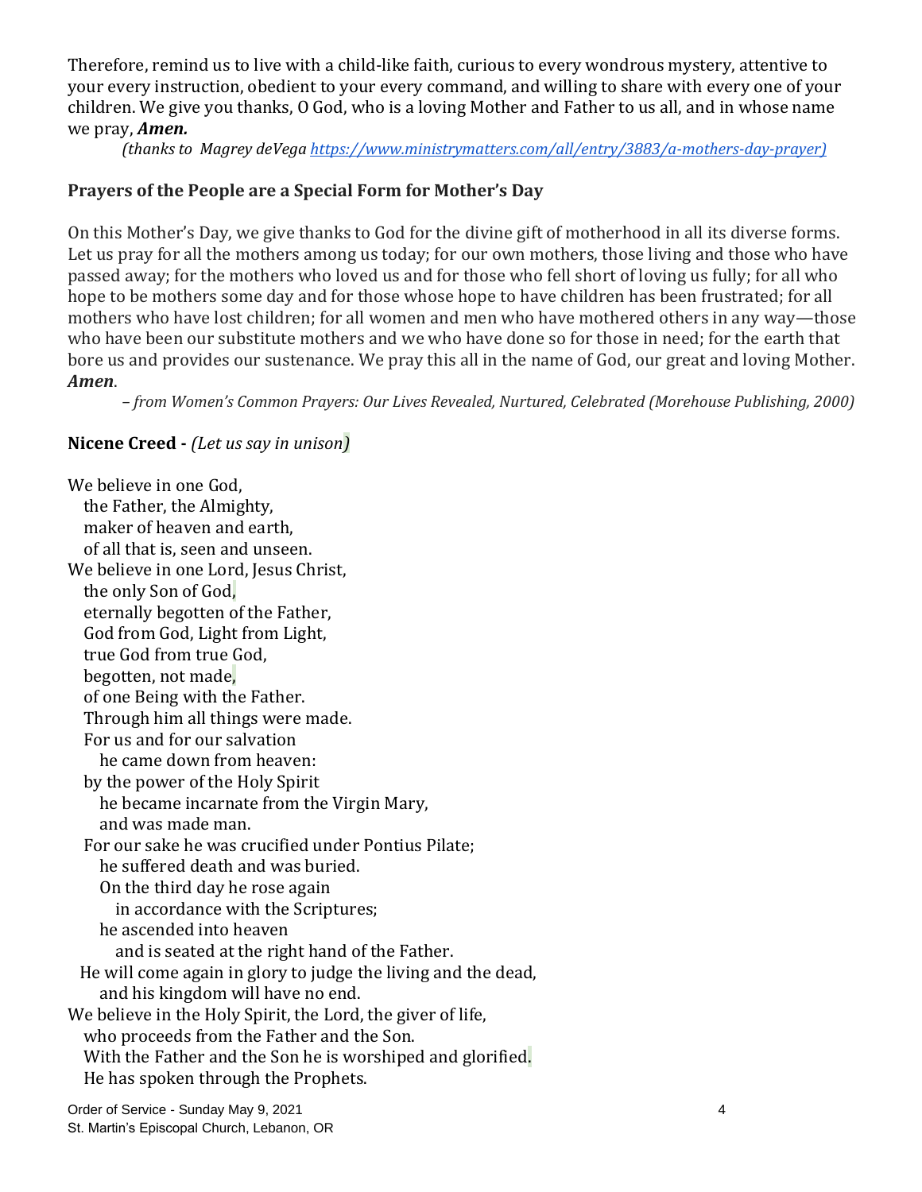Therefore, remind us to live with a child-like faith, curious to every wondrous mystery, attentive to your every instruction, obedient to your every command, and willing to share with every one of your children. We give you thanks, O God, who is a loving Mother and Father to us all, and in whose name we pray, ***Amen.***

*(thanks to Magrey deVega [https://www.ministrymatters.com/all/entry/3883/a-mothers-day-prayer)](https://www.ministrymatters.com/all/entry/3883/a-mothers-day-prayer)*

**Prayers of the People are a Special Form for Mother's Day**

On this Mother's Day, we give thanks to God for the divine gift of motherhood in all its diverse forms. Let us pray for all the mothers among us today; for our own mothers, those living and those who have passed away; for the mothers who loved us and for those who fell short of loving us fully; for all who hope to be mothers some day and for those whose hope to have children has been frustrated; for all mothers who have lost children; for all women and men who have mothered others in any way—those who have been our substitute mothers and we who have done so for those in need; for the earth that bore us and provides our sustenance. We pray this all in the name of God, our great and loving Mother. ***Amen***.

*– from Women's Common Prayers: Our Lives Revealed, Nurtured, Celebrated (Morehouse Publishing, 2000)*

**Nicene Creed -** *(Let us say in unison)*

We believe in one God,  
the Father, the Almighty,  
maker of heaven and earth,  
of all that is, seen and unseen.  
We believe in one Lord, Jesus Christ,  
the only Son of God,  
eternally begotten of the Father,  
God from God, Light from Light,  
true God from true God,  
begotten, not made,  
of one Being with the Father.  
Through him all things were made.  
For us and for our salvation  
he came down from heaven:  
by the power of the Holy Spirit  
he became incarnate from the Virgin Mary,  
and was made man.  
For our sake he was crucified under Pontius Pilate;  
he suffered death and was buried.  
On the third day he rose again  
in accordance with the Scriptures;  
he ascended into heaven  
and is seated at the right hand of the Father.  
He will come again in glory to judge the living and the dead,  
and his kingdom will have no end.  
We believe in the Holy Spirit, the Lord, the giver of life,  
who proceeds from the Father and the Son.  
With the Father and the Son he is worshiped and glorified.  
He has spoken through the Prophets.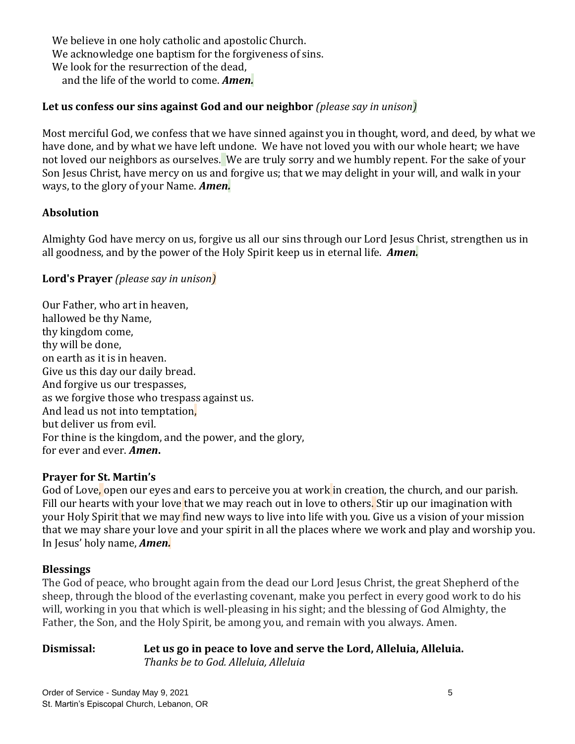We believe in one holy catholic and apostolic Church.
We acknowledge one baptism for the forgiveness of sins.
We look for the resurrection of the dead,
and the life of the world to come. ***Amen.***

**Let us confess our sins against God and our neighbor** *(please say in unison)*

Most merciful God, we confess that we have sinned against you in thought, word, and deed, by what we have done, and by what we have left undone. We have not loved you with our whole heart; we have not loved our neighbors as ourselves. We are truly sorry and we humbly repent. For the sake of your Son Jesus Christ, have mercy on us and forgive us; that we may delight in your will, and walk in your ways, to the glory of your Name. ***Amen.***

**Absolution**

Almighty God have mercy on us, forgive us all our sins through our Lord Jesus Christ, strengthen us in all goodness, and by the power of the Holy Spirit keep us in eternal life. ***Amen.***

**Lord's Prayer** *(please say in unison)*

Our Father, who art in heaven,
hallowed be thy Name,
thy kingdom come,
thy will be done,
on earth as it is in heaven.
Give us this day our daily bread.
And forgive us our trespasses,
as we forgive those who trespass against us.
And lead us not into temptation,
but deliver us from evil.
For thine is the kingdom, and the power, and the glory,
for ever and ever. ***Amen*.**

**Prayer for St. Martin's**
God of Love, open our eyes and ears to perceive you at work in creation, the church, and our parish. Fill our hearts with your love that we may reach out in love to others. Stir up our imagination with your Holy Spirit that we may find new ways to live into life with you. Give us a vision of your mission that we may share your love and your spirit in all the places where we work and play and worship you. In Jesus' holy name, ***Amen.***

**Blessings**
The God of peace, who brought again from the dead our Lord Jesus Christ, the great Shepherd of the sheep, through the blood of the everlasting covenant, make you perfect in every good work to do his will, working in you that which is well-pleasing in his sight; and the blessing of God Almighty, the Father, the Son, and the Holy Spirit, be among you, and remain with you always. Amen.

**Dismissal:** **Let us go in peace to love and serve the Lord, Alleluia, Alleluia.**
*Thanks be to God. Alleluia, Alleluia*